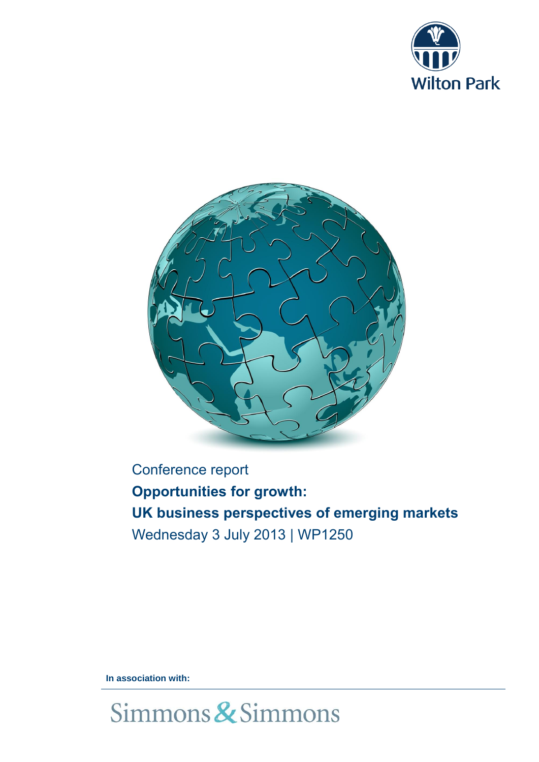Wilton Park

Conference report

# Opportunities for growth: UK business perspectives of emerging markets

Wednesday 3 July 2013 | WP1250

**In association with:**

Simmons & Simmons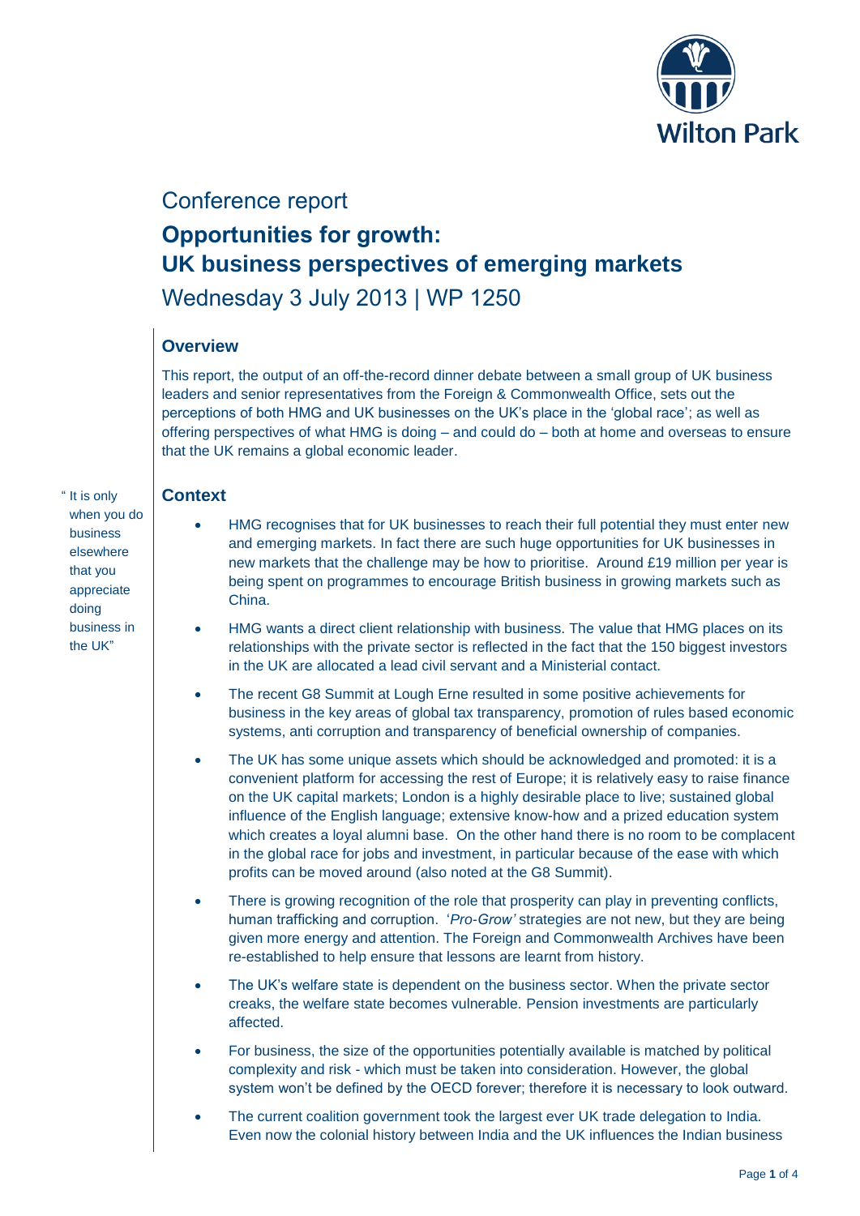# Conference report

## Opportunities for growth: UK business perspectives of emerging markets

Wednesday 3 July 2013 | WP 1250

### Overview

This report, the output of an off-the-record dinner debate between a small group of UK business leaders and senior representatives from the Foreign & Commonwealth Office, sets out the perceptions of both HMG and UK businesses on the UK's place in the 'global race'; as well as offering perspectives of what HMG is doing – and could do – both at home and overseas to ensure that the UK remains a global economic leader.

" It is only when you do business elsewhere that you appreciate doing business in the UK"

### Context

- HMG recognises that for UK businesses to reach their full potential they must enter new and emerging markets. In fact there are such huge opportunities for UK businesses in new markets that the challenge may be how to prioritise. Around £19 million per year is being spent on programmes to encourage British business in growing markets such as China.
- HMG wants a direct client relationship with business. The value that HMG places on its relationships with the private sector is reflected in the fact that the 150 biggest investors in the UK are allocated a lead civil servant and a Ministerial contact.
- The recent G8 Summit at Lough Erne resulted in some positive achievements for business in the key areas of global tax transparency, promotion of rules based economic systems, anti corruption and transparency of beneficial ownership of companies.
- The UK has some unique assets which should be acknowledged and promoted: it is a convenient platform for accessing the rest of Europe; it is relatively easy to raise finance on the UK capital markets; London is a highly desirable place to live; sustained global influence of the English language; extensive know-how and a prized education system which creates a loyal alumni base. On the other hand there is no room to be complacent in the global race for jobs and investment, in particular because of the ease with which profits can be moved around (also noted at the G8 Summit).
- There is growing recognition of the role that prosperity can play in preventing conflicts, human trafficking and corruption. '*Pro-Grow'* strategies are not new, but they are being given more energy and attention. The Foreign and Commonwealth Archives have been re-established to help ensure that lessons are learnt from history.
- The UK's welfare state is dependent on the business sector. When the private sector creaks, the welfare state becomes vulnerable. Pension investments are particularly affected.
- For business, the size of the opportunities potentially available is matched by political complexity and risk - which must be taken into consideration. However, the global system won't be defined by the OECD forever; therefore it is necessary to look outward.
- The current coalition government took the largest ever UK trade delegation to India. Even now the colonial history between India and the UK influences the Indian business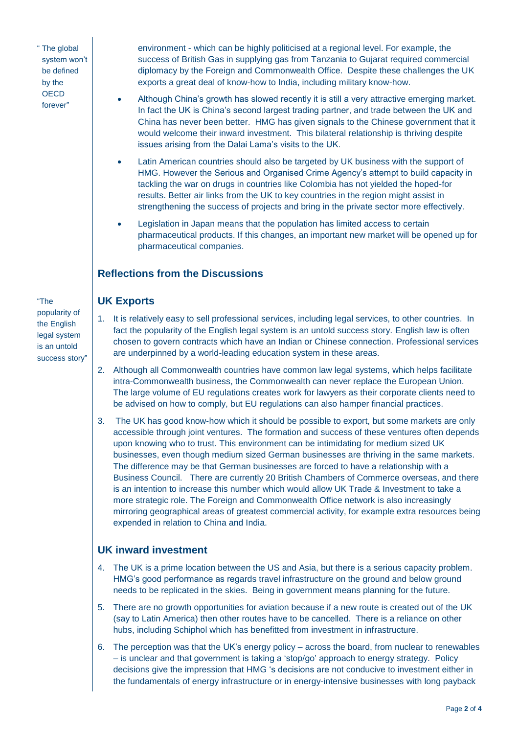> "The global system won't be defined by the OECD forever"

environment - which can be highly politicised at a regional level. For example, the success of British Gas in supplying gas from Tanzania to Gujarat required commercial diplomacy by the Foreign and Commonwealth Office. Despite these challenges the UK exports a great deal of know-how to India, including military know-how.

- Although China's growth has slowed recently it is still a very attractive emerging market. In fact the UK is China's second largest trading partner, and trade between the UK and China has never been better. HMG has given signals to the Chinese government that it would welcome their inward investment. This bilateral relationship is thriving despite issues arising from the Dalai Lama's visits to the UK.
- Latin American countries should also be targeted by UK business with the support of HMG. However the Serious and Organised Crime Agency's attempt to build capacity in tackling the war on drugs in countries like Colombia has not yielded the hoped-for results. Better air links from the UK to key countries in the region might assist in strengthening the success of projects and bring in the private sector more effectively.
- Legislation in Japan means that the population has limited access to certain pharmaceutical products. If this changes, an important new market will be opened up for pharmaceutical companies.

## Reflections from the Discussions

## UK Exports

> "The popularity of the English legal system is an untold success story"

1. It is relatively easy to sell professional services, including legal services, to other countries. In fact the popularity of the English legal system is an untold success story. English law is often chosen to govern contracts which have an Indian or Chinese connection. Professional services are underpinned by a world-leading education system in these areas.
2. Although all Commonwealth countries have common law legal systems, which helps facilitate intra-Commonwealth business, the Commonwealth can never replace the European Union. The large volume of EU regulations creates work for lawyers as their corporate clients need to be advised on how to comply, but EU regulations can also hamper financial practices.
3. The UK has good know-how which it should be possible to export, but some markets are only accessible through joint ventures. The formation and success of these ventures often depends upon knowing who to trust. This environment can be intimidating for medium sized UK businesses, even though medium sized German businesses are thriving in the same markets. The difference may be that German businesses are forced to have a relationship with a Business Council. There are currently 20 British Chambers of Commerce overseas, and there is an intention to increase this number which would allow UK Trade & Investment to take a more strategic role. The Foreign and Commonwealth Office network is also increasingly mirroring geographical areas of greatest commercial activity, for example extra resources being expended in relation to China and India.

## UK inward investment

4. The UK is a prime location between the US and Asia, but there is a serious capacity problem. HMG's good performance as regards travel infrastructure on the ground and below ground needs to be replicated in the skies. Being in government means planning for the future.
5. There are no growth opportunities for aviation because if a new route is created out of the UK (say to Latin America) then other routes have to be cancelled. There is a reliance on other hubs, including Schiphol which has benefitted from investment in infrastructure.
6. The perception was that the UK's energy policy – across the board, from nuclear to renewables – is unclear and that government is taking a 'stop/go' approach to energy strategy. Policy decisions give the impression that HMG 's decisions are not conducive to investment either in the fundamentals of energy infrastructure or in energy-intensive businesses with long payback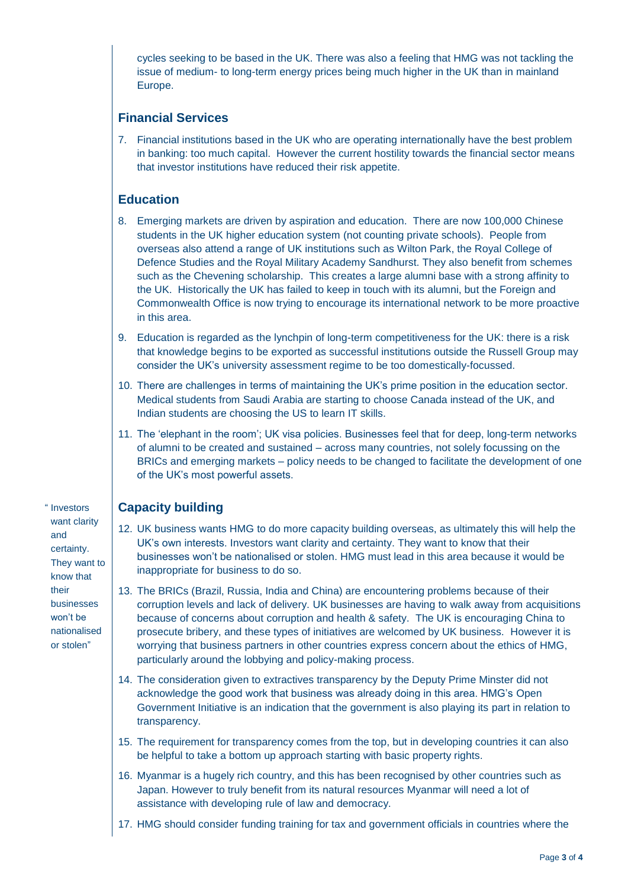cycles seeking to be based in the UK. There was also a feeling that HMG was not tackling the issue of medium- to long-term energy prices being much higher in the UK than in mainland Europe.

## Financial Services

7. Financial institutions based in the UK who are operating internationally have the best problem in banking: too much capital. However the current hostility towards the financial sector means that investor institutions have reduced their risk appetite.

## Education

8. Emerging markets are driven by aspiration and education. There are now 100,000 Chinese students in the UK higher education system (not counting private schools). People from overseas also attend a range of UK institutions such as Wilton Park, the Royal College of Defence Studies and the Royal Military Academy Sandhurst. They also benefit from schemes such as the Chevening scholarship. This creates a large alumni base with a strong affinity to the UK. Historically the UK has failed to keep in touch with its alumni, but the Foreign and Commonwealth Office is now trying to encourage its international network to be more proactive in this area.

9. Education is regarded as the lynchpin of long-term competitiveness for the UK: there is a risk that knowledge begins to be exported as successful institutions outside the Russell Group may consider the UK's university assessment regime to be too domestically-focussed.

10. There are challenges in terms of maintaining the UK's prime position in the education sector. Medical students from Saudi Arabia are starting to choose Canada instead of the UK, and Indian students are choosing the US to learn IT skills.

11. The 'elephant in the room'; UK visa policies. Businesses feel that for deep, long-term networks of alumni to be created and sustained – across many countries, not solely focussing on the BRICs and emerging markets – policy needs to be changed to facilitate the development of one of the UK's most powerful assets.

## Capacity building

> "Investors want clarity and certainty. They want to know that their businesses won't be nationalised or stolen"

12. UK business wants HMG to do more capacity building overseas, as ultimately this will help the UK's own interests. Investors want clarity and certainty. They want to know that their businesses won't be nationalised or stolen. HMG must lead in this area because it would be inappropriate for business to do so.

13. The BRICs (Brazil, Russia, India and China) are encountering problems because of their corruption levels and lack of delivery. UK businesses are having to walk away from acquisitions because of concerns about corruption and health & safety. The UK is encouraging China to prosecute bribery, and these types of initiatives are welcomed by UK business. However it is worrying that business partners in other countries express concern about the ethics of HMG, particularly around the lobbying and policy-making process.

14. The consideration given to extractives transparency by the Deputy Prime Minster did not acknowledge the good work that business was already doing in this area. HMG's Open Government Initiative is an indication that the government is also playing its part in relation to transparency.

15. The requirement for transparency comes from the top, but in developing countries it can also be helpful to take a bottom up approach starting with basic property rights.

16. Myanmar is a hugely rich country, and this has been recognised by other countries such as Japan. However to truly benefit from its natural resources Myanmar will need a lot of assistance with developing rule of law and democracy.

17. HMG should consider funding training for tax and government officials in countries where the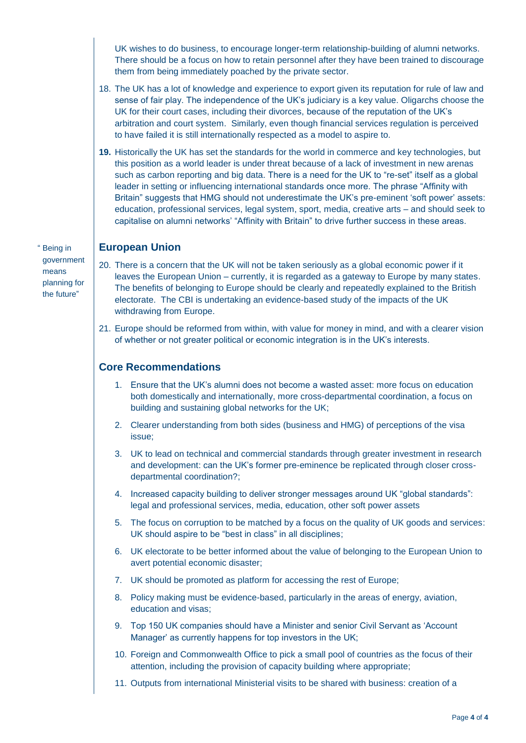UK wishes to do business, to encourage longer-term relationship-building of alumni networks. There should be a focus on how to retain personnel after they have been trained to discourage them from being immediately poached by the private sector.

18. The UK has a lot of knowledge and experience to export given its reputation for rule of law and sense of fair play. The independence of the UK's judiciary is a key value. Oligarchs choose the UK for their court cases, including their divorces, because of the reputation of the UK's arbitration and court system. Similarly, even though financial services regulation is perceived to have failed it is still internationally respected as a model to aspire to.

19. Historically the UK has set the standards for the world in commerce and key technologies, but this position as a world leader is under threat because of a lack of investment in new arenas such as carbon reporting and big data. There is a need for the UK to "re-set" itself as a global leader in setting or influencing international standards once more. The phrase "Affinity with Britain" suggests that HMG should not underestimate the UK's pre-eminent 'soft power' assets: education, professional services, legal system, sport, media, creative arts – and should seek to capitalise on alumni networks' "Affinity with Britain" to drive further success in these areas.

" Being in government means planning for the future"

## European Union

20. There is a concern that the UK will not be taken seriously as a global economic power if it leaves the European Union – currently, it is regarded as a gateway to Europe by many states. The benefits of belonging to Europe should be clearly and repeatedly explained to the British electorate. The CBI is undertaking an evidence-based study of the impacts of the UK withdrawing from Europe.

21. Europe should be reformed from within, with value for money in mind, and with a clearer vision of whether or not greater political or economic integration is in the UK's interests.

## Core Recommendations

1. Ensure that the UK's alumni does not become a wasted asset: more focus on education both domestically and internationally, more cross-departmental coordination, a focus on building and sustaining global networks for the UK;
2. Clearer understanding from both sides (business and HMG) of perceptions of the visa issue;
3. UK to lead on technical and commercial standards through greater investment in research and development: can the UK's former pre-eminence be replicated through closer cross-departmental coordination?;
4. Increased capacity building to deliver stronger messages around UK "global standards": legal and professional services, media, education, other soft power assets
5. The focus on corruption to be matched by a focus on the quality of UK goods and services: UK should aspire to be "best in class" in all disciplines;
6. UK electorate to be better informed about the value of belonging to the European Union to avert potential economic disaster;
7. UK should be promoted as platform for accessing the rest of Europe;
8. Policy making must be evidence-based, particularly in the areas of energy, aviation, education and visas;
9. Top 150 UK companies should have a Minister and senior Civil Servant as 'Account Manager' as currently happens for top investors in the UK;
10. Foreign and Commonwealth Office to pick a small pool of countries as the focus of their attention, including the provision of capacity building where appropriate;
11. Outputs from international Ministerial visits to be shared with business: creation of a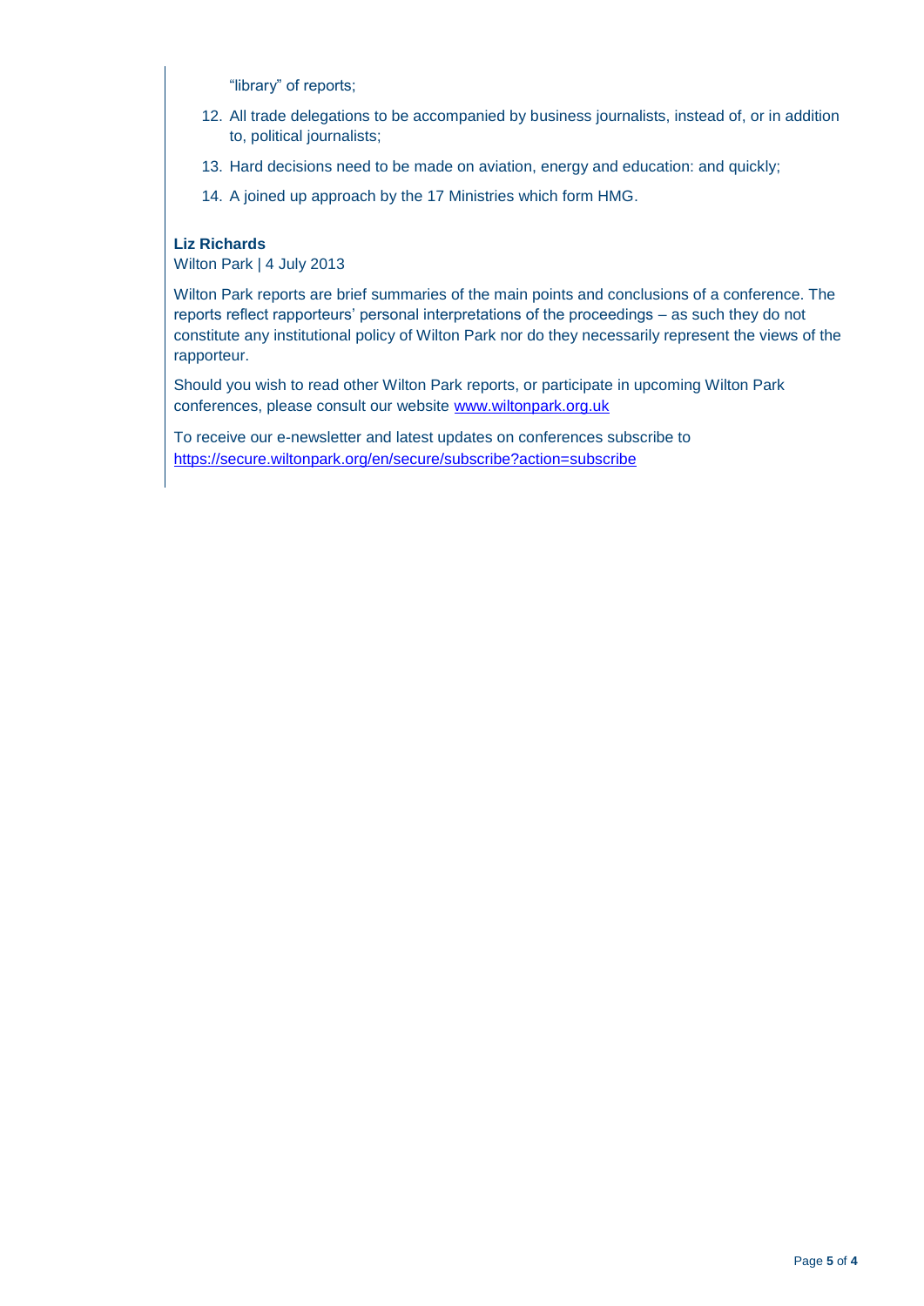"library" of reports;

12. All trade delegations to be accompanied by business journalists, instead of, or in addition to, political journalists;
13. Hard decisions need to be made on aviation, energy and education: and quickly;
14. A joined up approach by the 17 Ministries which form HMG.

**Liz Richards**

Wilton Park | 4 July 2013

Wilton Park reports are brief summaries of the main points and conclusions of a conference. The reports reflect rapporteurs' personal interpretations of the proceedings – as such they do not constitute any institutional policy of Wilton Park nor do they necessarily represent the views of the rapporteur.

Should you wish to read other Wilton Park reports, or participate in upcoming Wilton Park conferences, please consult our website [www.wiltonpark.org.uk](http://www.wiltonpark.org.uk)

To receive our e-newsletter and latest updates on conferences subscribe to [https://secure.wiltonpark.org/en/secure/subscribe?action=subscribe](https://secure.wiltonpark.org/en/secure/subscribe?action=subscribe)